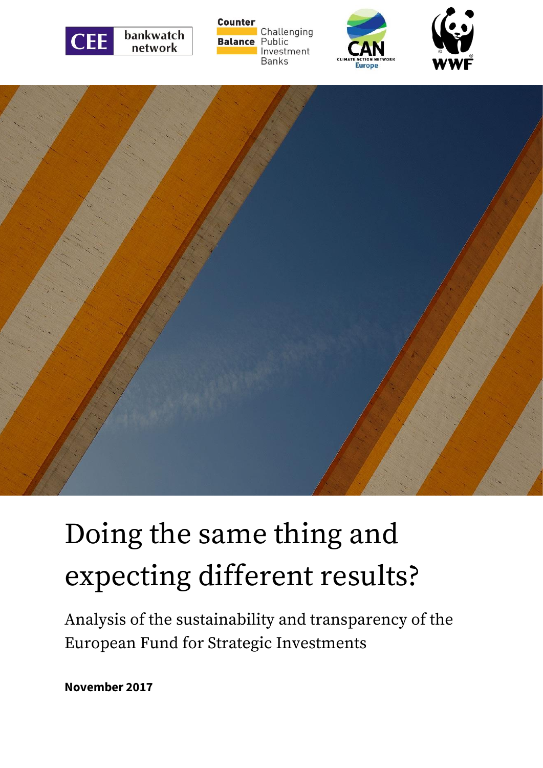# Doing the same thing and expecting different results?

Analysis of the sustainability and transparency of the European Fund for Strategic Investments

**November 2017**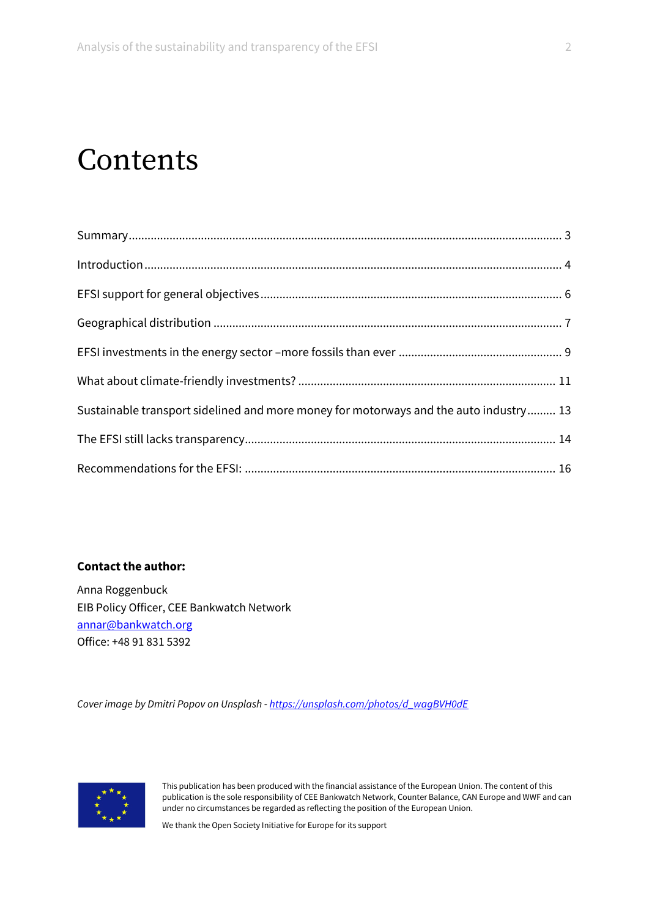# Contents

Summary ........................................................................................................................................ 3

Introduction ................................................................................................................................... 4

EFSI support for general objectives ............................................................................................... 6

Geographical distribution ............................................................................................................. 7

EFSI investments in the energy sector –more fossils than ever ................................................... 9

What about climate-friendly investments? ................................................................................. 11

Sustainable transport sidelined and more money for motorways and the auto industry ......... 13

The EFSI still lacks transparency.................................................................................................. 14

Recommendations for the EFSI: .................................................................................................. 16

**Contact the author:**

Anna Roggenbuck
EIB Policy Officer, CEE Bankwatch Network
annar@bankwatch.org
Office: +48 91 831 5392

*Cover image by Dmitri Popov on Unsplash - https://unsplash.com/photos/d_wagBVH0dE*

This publication has been produced with the financial assistance of the European Union. The content of this publication is the sole responsibility of CEE Bankwatch Network, Counter Balance, CAN Europe and WWF and can under no circumstances be regarded as reflecting the position of the European Union.

We thank the Open Society Initiative for Europe for its support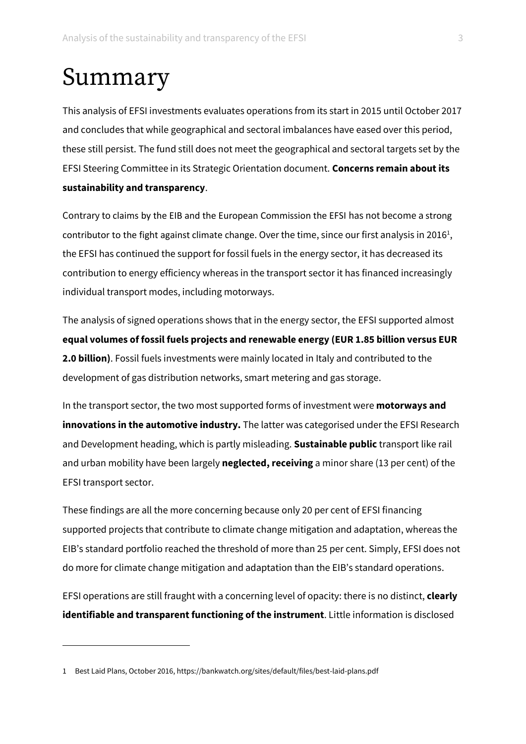# Summary

This analysis of EFSI investments evaluates operations from its start in 2015 until October 2017 and concludes that while geographical and sectoral imbalances have eased over this period, these still persist. The fund still does not meet the geographical and sectoral targets set by the EFSI Steering Committee in its Strategic Orientation document. **Concerns remain about its sustainability and transparency**.

Contrary to claims by the EIB and the European Commission the EFSI has not become a strong contributor to the fight against climate change. Over the time, since our first analysis in 2016[1], the EFSI has continued the support for fossil fuels in the energy sector, it has decreased its contribution to energy efficiency whereas in the transport sector it has financed increasingly individual transport modes, including motorways.

The analysis of signed operations shows that in the energy sector, the EFSI supported almost **equal volumes of fossil fuels projects and renewable energy (EUR 1.85 billion versus EUR 2.0 billion)**. Fossil fuels investments were mainly located in Italy and contributed to the development of gas distribution networks, smart metering and gas storage.

In the transport sector, the two most supported forms of investment were **motorways and innovations in the automotive industry.** The latter was categorised under the EFSI Research and Development heading, which is partly misleading. **Sustainable public** transport like rail and urban mobility have been largely **neglected, receiving** a minor share (13 per cent) of the EFSI transport sector.

These findings are all the more concerning because only 20 per cent of EFSI financing supported projects that contribute to climate change mitigation and adaptation, whereas the EIB's standard portfolio reached the threshold of more than 25 per cent. Simply, EFSI does not do more for climate change mitigation and adaptation than the EIB's standard operations.

EFSI operations are still fraught with a concerning level of opacity: there is no distinct, **clearly identifiable and transparent functioning of the instrument**. Little information is disclosed

1 Best Laid Plans, October 2016, https://bankwatch.org/sites/default/files/best-laid-plans.pdf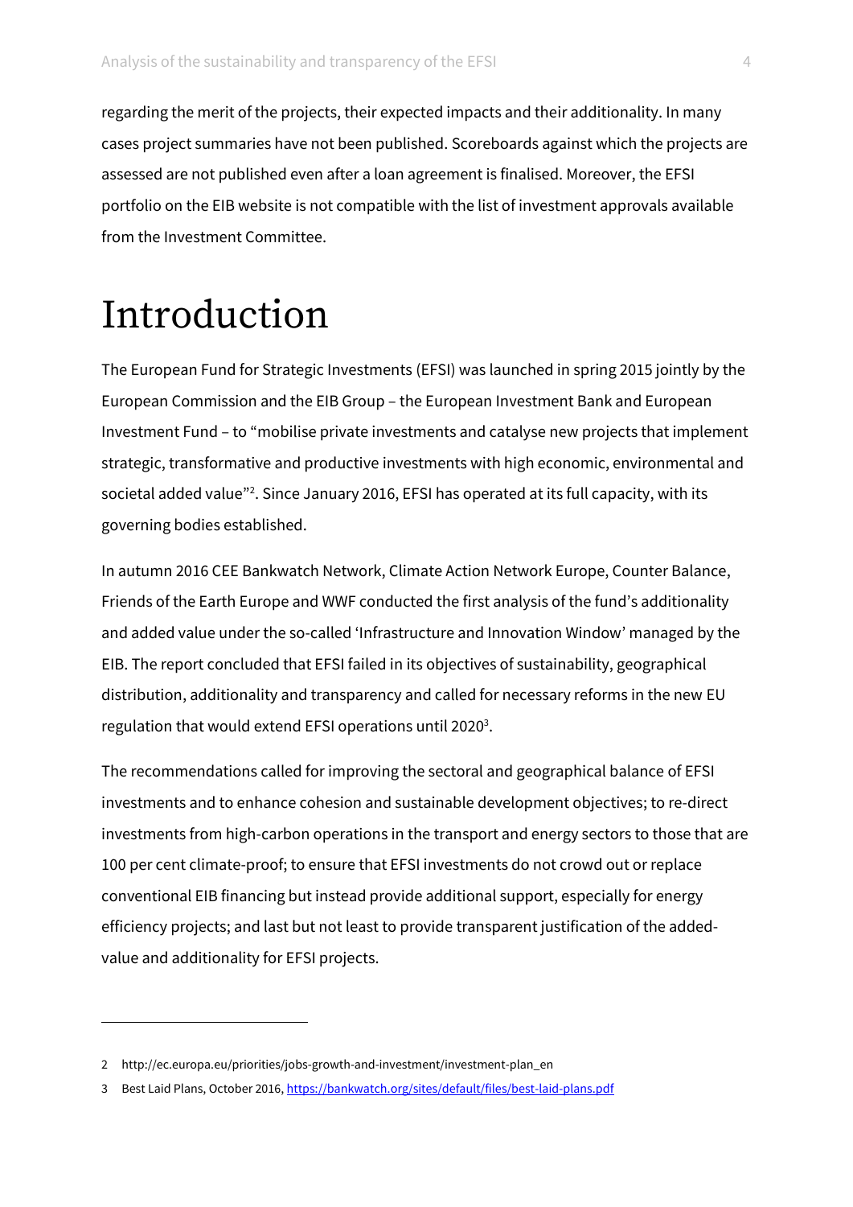regarding the merit of the projects, their expected impacts and their additionality. In many cases project summaries have not been published. Scoreboards against which the projects are assessed are not published even after a loan agreement is finalised. Moreover, the EFSI portfolio on the EIB website is not compatible with the list of investment approvals available from the Investment Committee.

# Introduction

The European Fund for Strategic Investments (EFSI) was launched in spring 2015 jointly by the European Commission and the EIB Group – the European Investment Bank and European Investment Fund – to "mobilise private investments and catalyse new projects that implement strategic, transformative and productive investments with high economic, environmental and societal added value"[2]. Since January 2016, EFSI has operated at its full capacity, with its governing bodies established.

In autumn 2016 CEE Bankwatch Network, Climate Action Network Europe, Counter Balance, Friends of the Earth Europe and WWF conducted the first analysis of the fund's additionality and added value under the so-called 'Infrastructure and Innovation Window' managed by the EIB. The report concluded that EFSI failed in its objectives of sustainability, geographical distribution, additionality and transparency and called for necessary reforms in the new EU regulation that would extend EFSI operations until 2020[3].

The recommendations called for improving the sectoral and geographical balance of EFSI investments and to enhance cohesion and sustainable development objectives; to re-direct investments from high-carbon operations in the transport and energy sectors to those that are 100 per cent climate-proof; to ensure that EFSI investments do not crowd out or replace conventional EIB financing but instead provide additional support, especially for energy efficiency projects; and last but not least to provide transparent justification of the added-value and additionality for EFSI projects.

---

2 http://ec.europa.eu/priorities/jobs-growth-and-investment/investment-plan_en

3 Best Laid Plans, October 2016, https://bankwatch.org/sites/default/files/best-laid-plans.pdf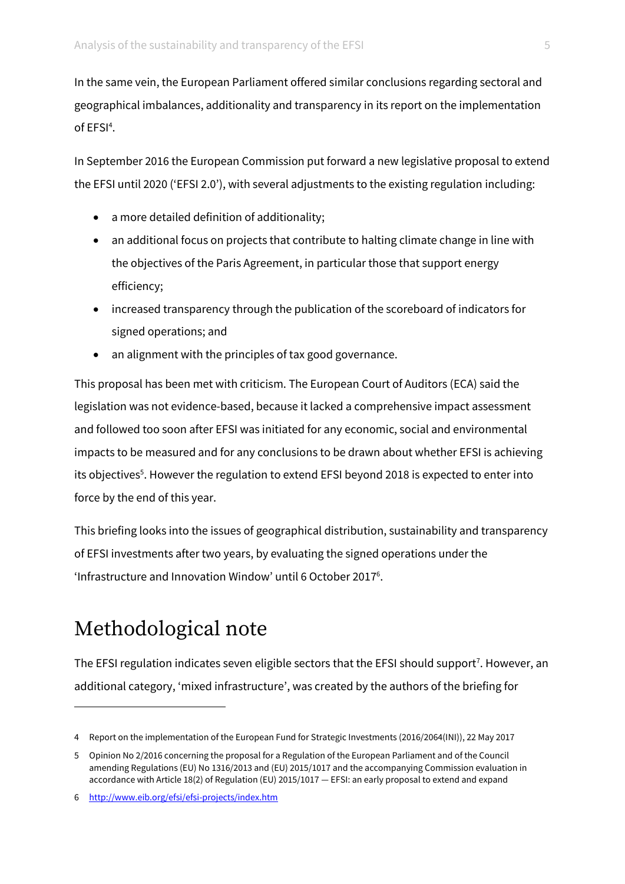In the same vein, the European Parliament offered similar conclusions regarding sectoral and geographical imbalances, additionality and transparency in its report on the implementation of EFSI[4].

In September 2016 the European Commission put forward a new legislative proposal to extend the EFSI until 2020 ('EFSI 2.0'), with several adjustments to the existing regulation including:

- a more detailed definition of additionality;
- an additional focus on projects that contribute to halting climate change in line with the objectives of the Paris Agreement, in particular those that support energy efficiency;
- increased transparency through the publication of the scoreboard of indicators for signed operations; and
- an alignment with the principles of tax good governance.

This proposal has been met with criticism. The European Court of Auditors (ECA) said the legislation was not evidence-based, because it lacked a comprehensive impact assessment and followed too soon after EFSI was initiated for any economic, social and environmental impacts to be measured and for any conclusions to be drawn about whether EFSI is achieving its objectives[5]. However the regulation to extend EFSI beyond 2018 is expected to enter into force by the end of this year.

This briefing looks into the issues of geographical distribution, sustainability and transparency of EFSI investments after two years, by evaluating the signed operations under the 'Infrastructure and Innovation Window' until 6 October 2017[6].

## Methodological note

The EFSI regulation indicates seven eligible sectors that the EFSI should support[7]. However, an additional category, 'mixed infrastructure', was created by the authors of the briefing for

---

4 Report on the implementation of the European Fund for Strategic Investments (2016/2064(INI)), 22 May 2017

5 Opinion No 2/2016 concerning the proposal for a Regulation of the European Parliament and of the Council amending Regulations (EU) No 1316/2013 and (EU) 2015/1017 and the accompanying Commission evaluation in accordance with Article 18(2) of Regulation (EU) 2015/1017 — EFSI: an early proposal to extend and expand

6 http://www.eib.org/efsi/efsi-projects/index.htm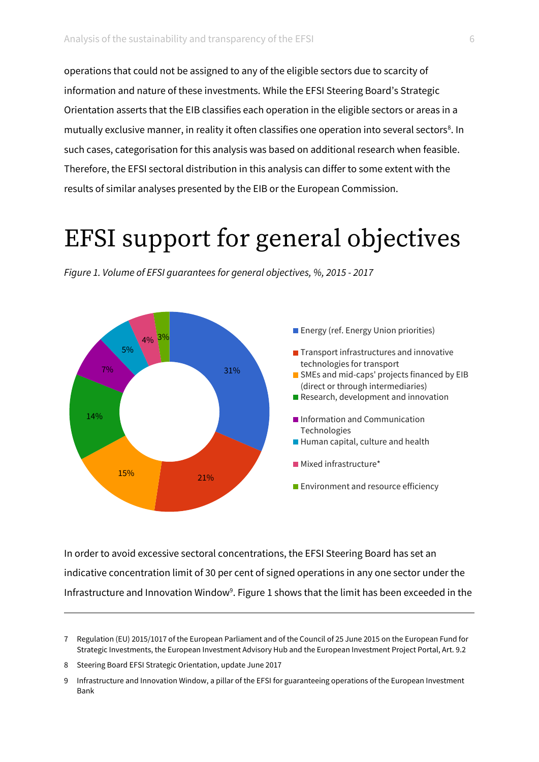operations that could not be assigned to any of the eligible sectors due to scarcity of information and nature of these investments. While the EFSI Steering Board's Strategic Orientation asserts that the EIB classifies each operation in the eligible sectors or areas in a mutually exclusive manner, in reality it often classifies one operation into several sectors[8]. In such cases, categorisation for this analysis was based on additional research when feasible. Therefore, the EFSI sectoral distribution in this analysis can differ to some extent with the results of similar analyses presented by the EIB or the European Commission.

# EFSI support for general objectives

*Figure 1. Volume of EFSI guarantees for general objectives, %, 2015 - 2017*

| Sector | % |
|---|---|
| Energy (ref. Energy Union priorities) | 31% |
| Transport infrastructures and innovative technologies for transport | 21% |
| SMEs and mid-caps' projects financed by EIB (direct or through intermediaries) | 15% |
| Research, development and innovation | 14% |
| Information and Communication Technologies | 7% |
| Human capital, culture and health | 5% |
| Mixed infrastructure* | 4% |
| Environment and resource efficiency | 3% |

In order to avoid excessive sectoral concentrations, the EFSI Steering Board has set an indicative concentration limit of 30 per cent of signed operations in any one sector under the Infrastructure and Innovation Window[9]. Figure 1 shows that the limit has been exceeded in the

---

7 Regulation (EU) 2015/1017 of the European Parliament and of the Council of 25 June 2015 on the European Fund for Strategic Investments, the European Investment Advisory Hub and the European Investment Project Portal, Art. 9.2

8 Steering Board EFSI Strategic Orientation, update June 2017

9 Infrastructure and Innovation Window, a pillar of the EFSI for guaranteeing operations of the European Investment Bank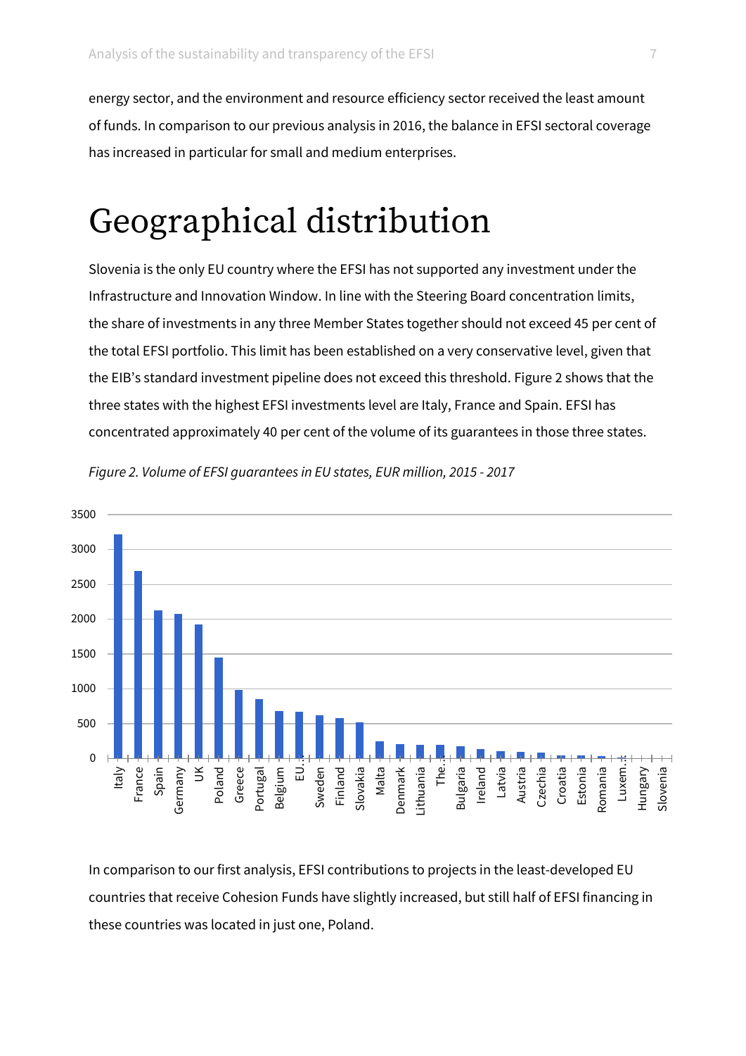energy sector, and the environment and resource efficiency sector received the least amount of funds. In comparison to our previous analysis in 2016, the balance in EFSI sectoral coverage has increased in particular for small and medium enterprises.

# Geographical distribution

Slovenia is the only EU country where the EFSI has not supported any investment under the Infrastructure and Innovation Window. In line with the Steering Board concentration limits, the share of investments in any three Member States together should not exceed 45 per cent of the total EFSI portfolio. This limit has been established on a very conservative level, given that the EIB's standard investment pipeline does not exceed this threshold. Figure 2 shows that the three states with the highest EFSI investments level are Italy, France and Spain. EFSI has concentrated approximately 40 per cent of the volume of its guarantees in those three states.

*Figure 2. Volume of EFSI guarantees in EU states, EUR million, 2015 - 2017*

In comparison to our first analysis, EFSI contributions to projects in the least-developed EU countries that receive Cohesion Funds have slightly increased, but still half of EFSI financing in these countries was located in just one, Poland.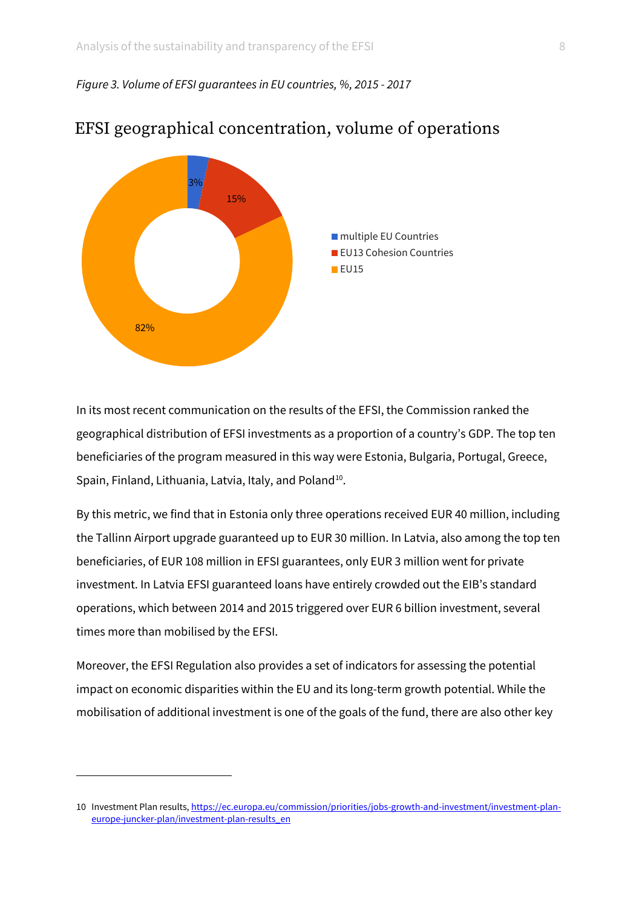*Figure 3. Volume of EFSI guarantees in EU countries, %, 2015 - 2017*

EFSI geographical concentration, volume of operations

- multiple EU Countries: 3%
- EU13 Cohesion Countries: 15%
- EU15: 82%

In its most recent communication on the results of the EFSI, the Commission ranked the geographical distribution of EFSI investments as a proportion of a country's GDP. The top ten beneficiaries of the program measured in this way were Estonia, Bulgaria, Portugal, Greece, Spain, Finland, Lithuania, Latvia, Italy, and Poland[10].

By this metric, we find that in Estonia only three operations received EUR 40 million, including the Tallinn Airport upgrade guaranteed up to EUR 30 million. In Latvia, also among the top ten beneficiaries, of EUR 108 million in EFSI guarantees, only EUR 3 million went for private investment. In Latvia EFSI guaranteed loans have entirely crowded out the EIB's standard operations, which between 2014 and 2015 triggered over EUR 6 billion investment, several times more than mobilised by the EFSI.

Moreover, the EFSI Regulation also provides a set of indicators for assessing the potential impact on economic disparities within the EU and its long-term growth potential. While the mobilisation of additional investment is one of the goals of the fund, there are also other key

---

10 Investment Plan results, https://ec.europa.eu/commission/priorities/jobs-growth-and-investment/investment-plan-europe-juncker-plan/investment-plan-results_en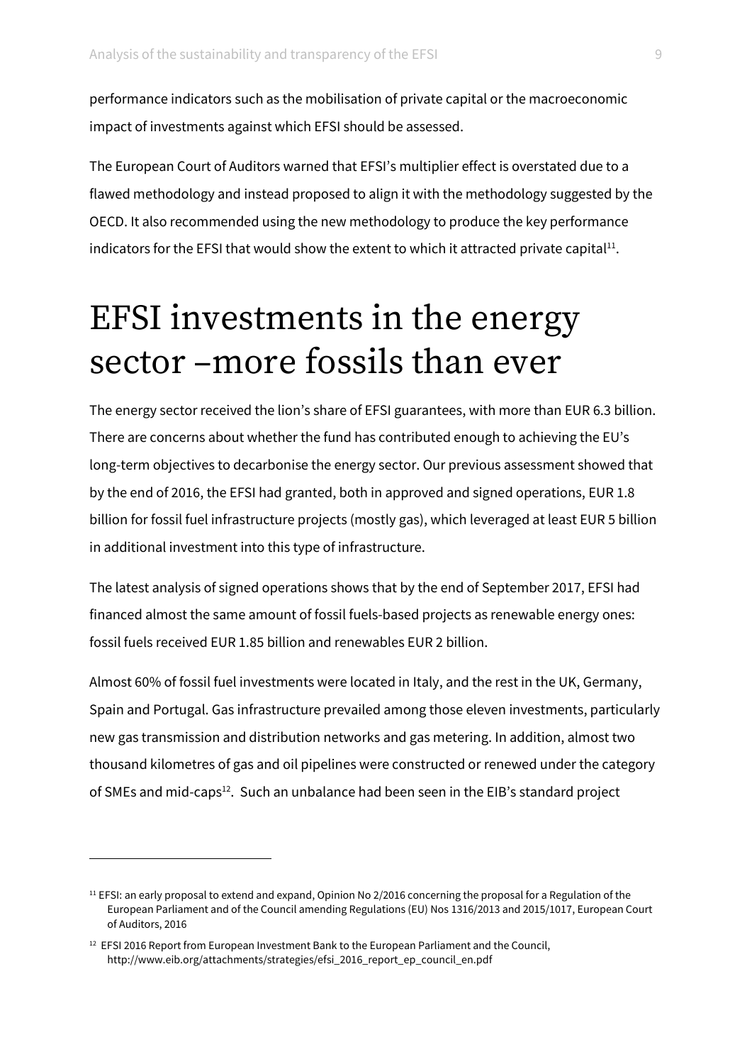performance indicators such as the mobilisation of private capital or the macroeconomic impact of investments against which EFSI should be assessed.

The European Court of Auditors warned that EFSI's multiplier effect is overstated due to a flawed methodology and instead proposed to align it with the methodology suggested by the OECD. It also recommended using the new methodology to produce the key performance indicators for the EFSI that would show the extent to which it attracted private capital[11].

# EFSI investments in the energy sector –more fossils than ever

The energy sector received the lion's share of EFSI guarantees, with more than EUR 6.3 billion. There are concerns about whether the fund has contributed enough to achieving the EU's long-term objectives to decarbonise the energy sector. Our previous assessment showed that by the end of 2016, the EFSI had granted, both in approved and signed operations, EUR 1.8 billion for fossil fuel infrastructure projects (mostly gas), which leveraged at least EUR 5 billion in additional investment into this type of infrastructure.

The latest analysis of signed operations shows that by the end of September 2017, EFSI had financed almost the same amount of fossil fuels-based projects as renewable energy ones: fossil fuels received EUR 1.85 billion and renewables EUR 2 billion.

Almost 60% of fossil fuel investments were located in Italy, and the rest in the UK, Germany, Spain and Portugal. Gas infrastructure prevailed among those eleven investments, particularly new gas transmission and distribution networks and gas metering. In addition, almost two thousand kilometres of gas and oil pipelines were constructed or renewed under the category of SMEs and mid-caps[12]. Such an unbalance had been seen in the EIB's standard project

---

[11] EFSI: an early proposal to extend and expand, Opinion No 2/2016 concerning the proposal for a Regulation of the European Parliament and of the Council amending Regulations (EU) Nos 1316/2013 and 2015/1017, European Court of Auditors, 2016

[12] EFSI 2016 Report from European Investment Bank to the European Parliament and the Council, http://www.eib.org/attachments/strategies/efsi_2016_report_ep_council_en.pdf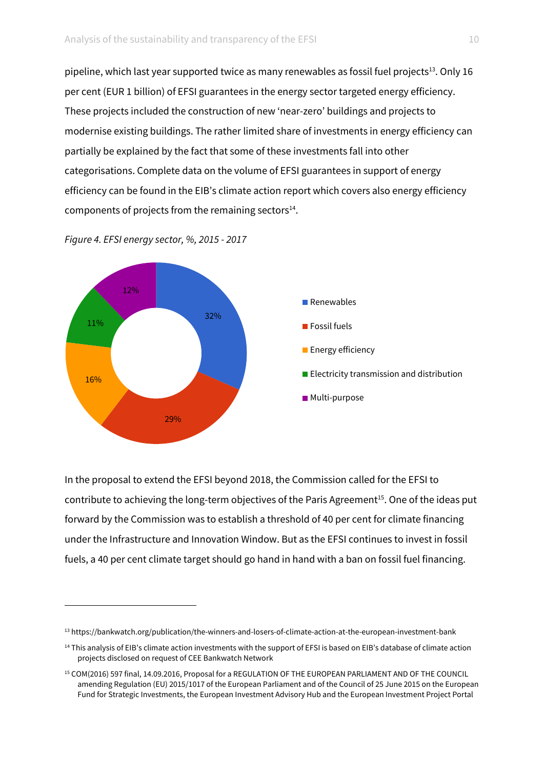pipeline, which last year supported twice as many renewables as fossil fuel projects[13]. Only 16 per cent (EUR 1 billion) of EFSI guarantees in the energy sector targeted energy efficiency. These projects included the construction of new 'near-zero' buildings and projects to modernise existing buildings. The rather limited share of investments in energy efficiency can partially be explained by the fact that some of these investments fall into other categorisations. Complete data on the volume of EFSI guarantees in support of energy efficiency can be found in the EIB's climate action report which covers also energy efficiency components of projects from the remaining sectors[14].

*Figure 4. EFSI energy sector, %, 2015 - 2017*

| Category | % |
|---|---|
| Renewables | 32% |
| Fossil fuels | 29% |
| Energy efficiency | 16% |
| Electricity transmission and distribution | 11% |
| Multi-purpose | 12% |

In the proposal to extend the EFSI beyond 2018, the Commission called for the EFSI to contribute to achieving the long-term objectives of the Paris Agreement[15]. One of the ideas put forward by the Commission was to establish a threshold of 40 per cent for climate financing under the Infrastructure and Innovation Window. But as the EFSI continues to invest in fossil fuels, a 40 per cent climate target should go hand in hand with a ban on fossil fuel financing.

---

[13] https://bankwatch.org/publication/the-winners-and-losers-of-climate-action-at-the-european-investment-bank

[14] This analysis of EIB's climate action investments with the support of EFSI is based on EIB's database of climate action projects disclosed on request of CEE Bankwatch Network

[15] COM(2016) 597 final, 14.09.2016, Proposal for a REGULATION OF THE EUROPEAN PARLIAMENT AND OF THE COUNCIL amending Regulation (EU) 2015/1017 of the European Parliament and of the Council of 25 June 2015 on the European Fund for Strategic Investments, the European Investment Advisory Hub and the European Investment Project Portal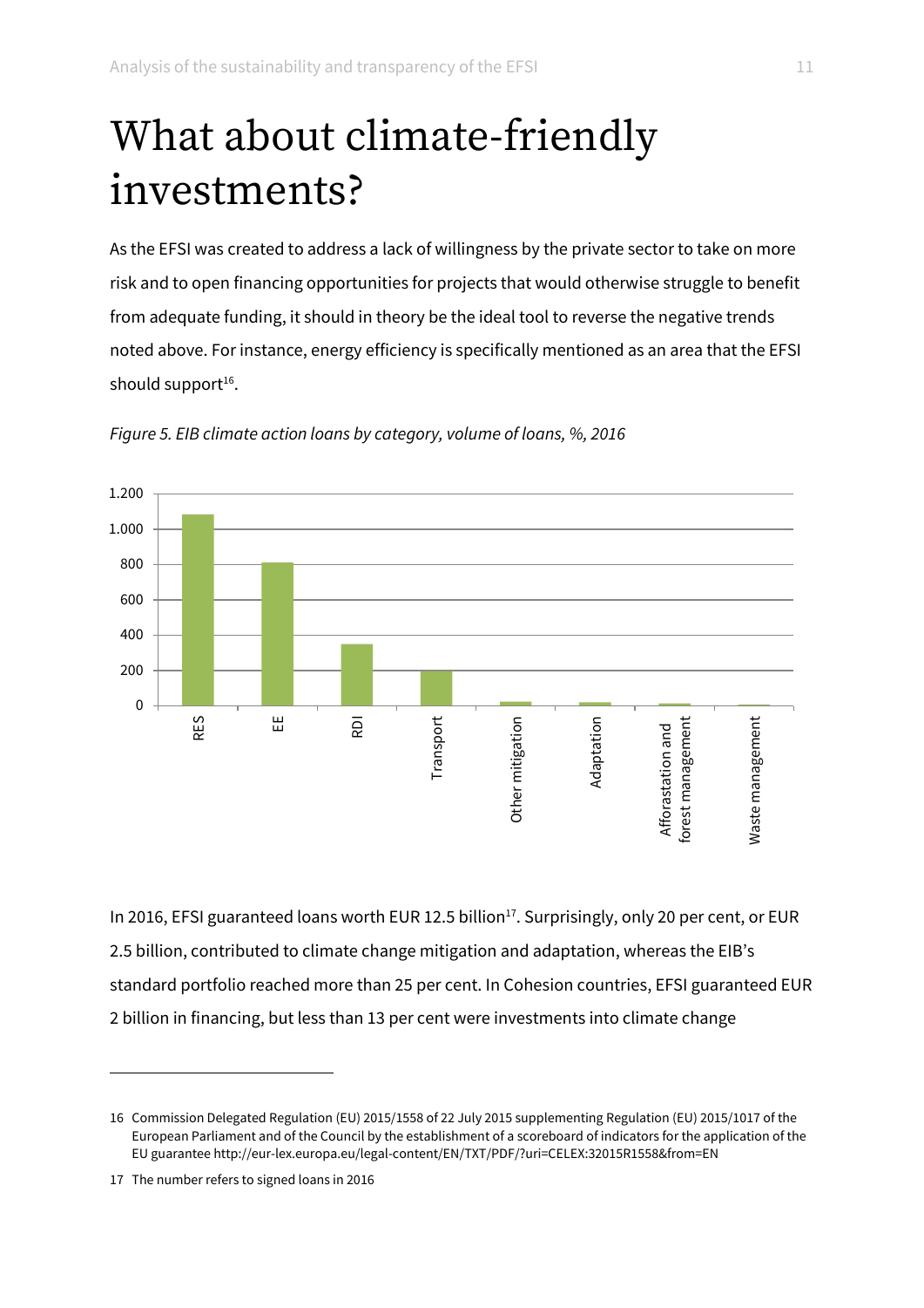# What about climate-friendly investments?

As the EFSI was created to address a lack of willingness by the private sector to take on more risk and to open financing opportunities for projects that would otherwise struggle to benefit from adequate funding, it should in theory be the ideal tool to reverse the negative trends noted above. For instance, energy efficiency is specifically mentioned as an area that the EFSI should support[16].

*Figure 5. EIB climate action loans by category, volume of loans, %, 2016*

In 2016, EFSI guaranteed loans worth EUR 12.5 billion[17]. Surprisingly, only 20 per cent, or EUR 2.5 billion, contributed to climate change mitigation and adaptation, whereas the EIB's standard portfolio reached more than 25 per cent. In Cohesion countries, EFSI guaranteed EUR 2 billion in financing, but less than 13 per cent were investments into climate change

---

16 Commission Delegated Regulation (EU) 2015/1558 of 22 July 2015 supplementing Regulation (EU) 2015/1017 of the European Parliament and of the Council by the establishment of a scoreboard of indicators for the application of the EU guarantee http://eur-lex.europa.eu/legal-content/EN/TXT/PDF/?uri=CELEX:32015R1558&from=EN

17 The number refers to signed loans in 2016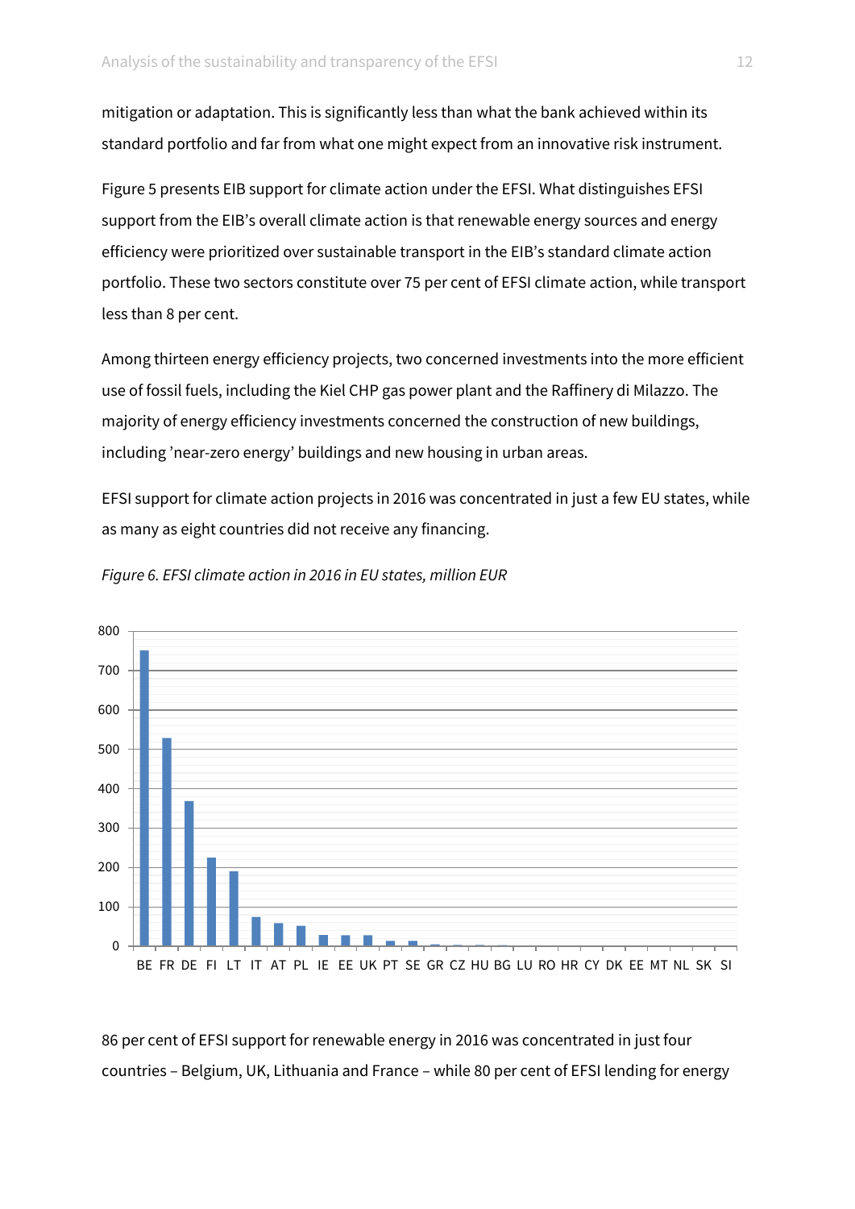mitigation or adaptation. This is significantly less than what the bank achieved within its standard portfolio and far from what one might expect from an innovative risk instrument.

Figure 5 presents EIB support for climate action under the EFSI. What distinguishes EFSI support from the EIB's overall climate action is that renewable energy sources and energy efficiency were prioritized over sustainable transport in the EIB's standard climate action portfolio. These two sectors constitute over 75 per cent of EFSI climate action, while transport less than 8 per cent.

Among thirteen energy efficiency projects, two concerned investments into the more efficient use of fossil fuels, including the Kiel CHP gas power plant and the Raffinery di Milazzo. The majority of energy efficiency investments concerned the construction of new buildings, including 'near-zero energy' buildings and new housing in urban areas.

EFSI support for climate action projects in 2016 was concentrated in just a few EU states, while as many as eight countries did not receive any financing.

*Figure 6. EFSI climate action in 2016 in EU states, million EUR*

86 per cent of EFSI support for renewable energy in 2016 was concentrated in just four countries – Belgium, UK, Lithuania and France – while 80 per cent of EFSI lending for energy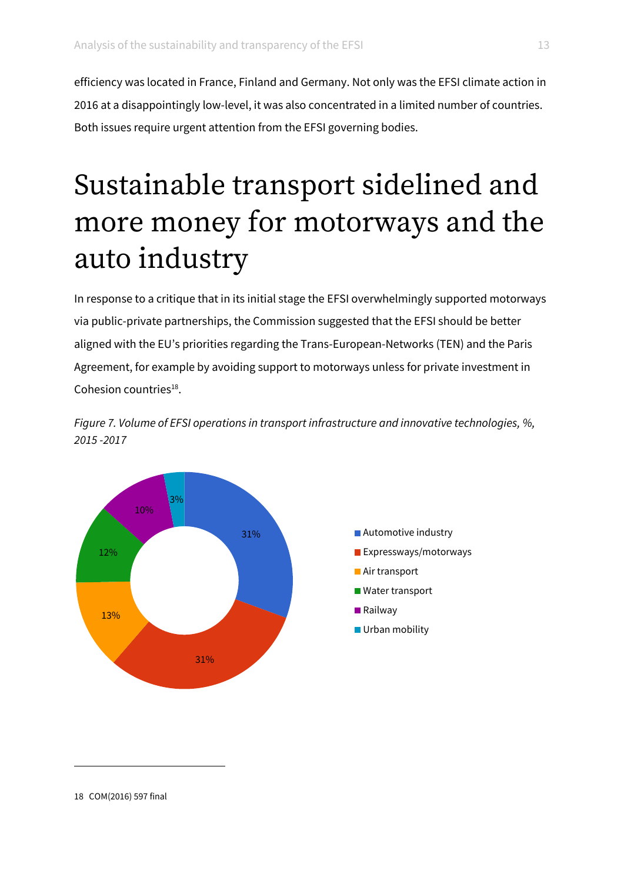efficiency was located in France, Finland and Germany. Not only was the EFSI climate action in 2016 at a disappointingly low-level, it was also concentrated in a limited number of countries. Both issues require urgent attention from the EFSI governing bodies.

# Sustainable transport sidelined and more money for motorways and the auto industry

In response to a critique that in its initial stage the EFSI overwhelmingly supported motorways via public-private partnerships, the Commission suggested that the EFSI should be better aligned with the EU's priorities regarding the Trans-European-Networks (TEN) and the Paris Agreement, for example by avoiding support to motorways unless for private investment in Cohesion countries[18].

*Figure 7. Volume of EFSI operations in transport infrastructure and innovative technologies, %, 2015 -2017*

| Category | % |
|---|---|
| Automotive industry | 31% |
| Expressways/motorways | 31% |
| Air transport | 13% |
| Water transport | 12% |
| Railway | 10% |
| Urban mobility | 3% |

18 COM(2016) 597 final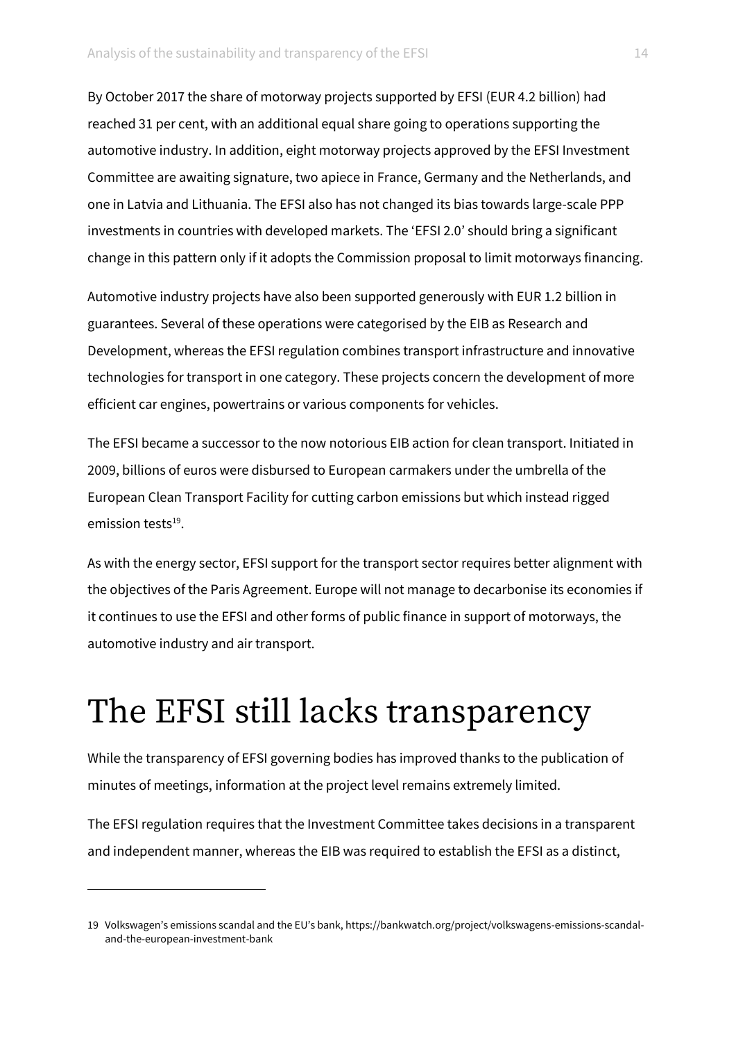By October 2017 the share of motorway projects supported by EFSI (EUR 4.2 billion) had reached 31 per cent, with an additional equal share going to operations supporting the automotive industry. In addition, eight motorway projects approved by the EFSI Investment Committee are awaiting signature, two apiece in France, Germany and the Netherlands, and one in Latvia and Lithuania. The EFSI also has not changed its bias towards large-scale PPP investments in countries with developed markets. The 'EFSI 2.0' should bring a significant change in this pattern only if it adopts the Commission proposal to limit motorways financing.

Automotive industry projects have also been supported generously with EUR 1.2 billion in guarantees. Several of these operations were categorised by the EIB as Research and Development, whereas the EFSI regulation combines transport infrastructure and innovative technologies for transport in one category. These projects concern the development of more efficient car engines, powertrains or various components for vehicles.

The EFSI became a successor to the now notorious EIB action for clean transport. Initiated in 2009, billions of euros were disbursed to European carmakers under the umbrella of the European Clean Transport Facility for cutting carbon emissions but which instead rigged emission tests[19].

As with the energy sector, EFSI support for the transport sector requires better alignment with the objectives of the Paris Agreement. Europe will not manage to decarbonise its economies if it continues to use the EFSI and other forms of public finance in support of motorways, the automotive industry and air transport.

# The EFSI still lacks transparency

While the transparency of EFSI governing bodies has improved thanks to the publication of minutes of meetings, information at the project level remains extremely limited.

The EFSI regulation requires that the Investment Committee takes decisions in a transparent and independent manner, whereas the EIB was required to establish the EFSI as a distinct,

---

19 Volkswagen's emissions scandal and the EU's bank, https://bankwatch.org/project/volkswagens-emissions-scandal-and-the-european-investment-bank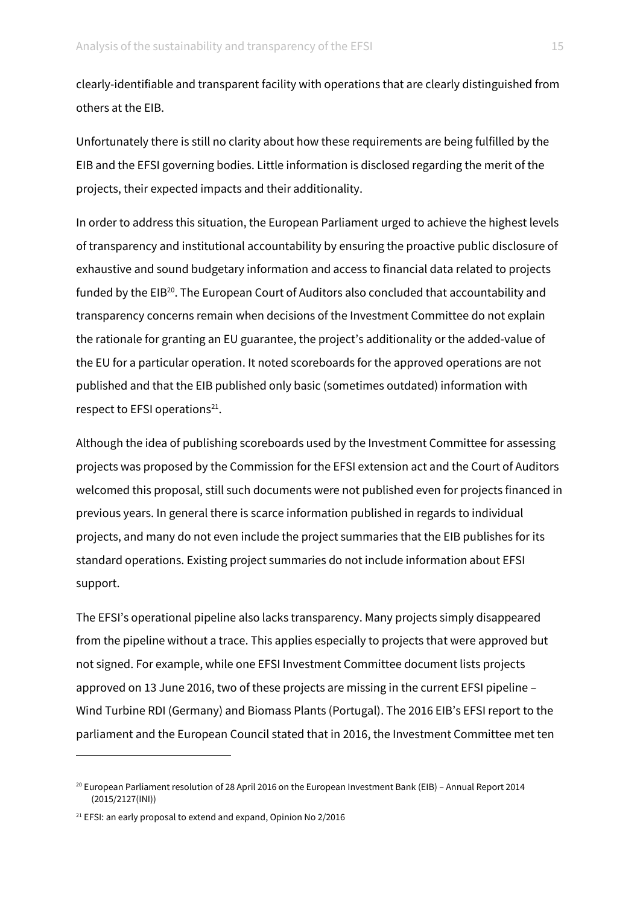clearly-identifiable and transparent facility with operations that are clearly distinguished from others at the EIB.

Unfortunately there is still no clarity about how these requirements are being fulfilled by the EIB and the EFSI governing bodies. Little information is disclosed regarding the merit of the projects, their expected impacts and their additionality.

In order to address this situation, the European Parliament urged to achieve the highest levels of transparency and institutional accountability by ensuring the proactive public disclosure of exhaustive and sound budgetary information and access to financial data related to projects funded by the EIB[20]. The European Court of Auditors also concluded that accountability and transparency concerns remain when decisions of the Investment Committee do not explain the rationale for granting an EU guarantee, the project's additionality or the added-value of the EU for a particular operation. It noted scoreboards for the approved operations are not published and that the EIB published only basic (sometimes outdated) information with respect to EFSI operations[21].

Although the idea of publishing scoreboards used by the Investment Committee for assessing projects was proposed by the Commission for the EFSI extension act and the Court of Auditors welcomed this proposal, still such documents were not published even for projects financed in previous years. In general there is scarce information published in regards to individual projects, and many do not even include the project summaries that the EIB publishes for its standard operations. Existing project summaries do not include information about EFSI support.

The EFSI's operational pipeline also lacks transparency. Many projects simply disappeared from the pipeline without a trace. This applies especially to projects that were approved but not signed. For example, while one EFSI Investment Committee document lists projects approved on 13 June 2016, two of these projects are missing in the current EFSI pipeline – Wind Turbine RDI (Germany) and Biomass Plants (Portugal). The 2016 EIB's EFSI report to the parliament and the European Council stated that in 2016, the Investment Committee met ten

---

[20] European Parliament resolution of 28 April 2016 on the European Investment Bank (EIB) – Annual Report 2014 (2015/2127(INI))

[21] EFSI: an early proposal to extend and expand, Opinion No 2/2016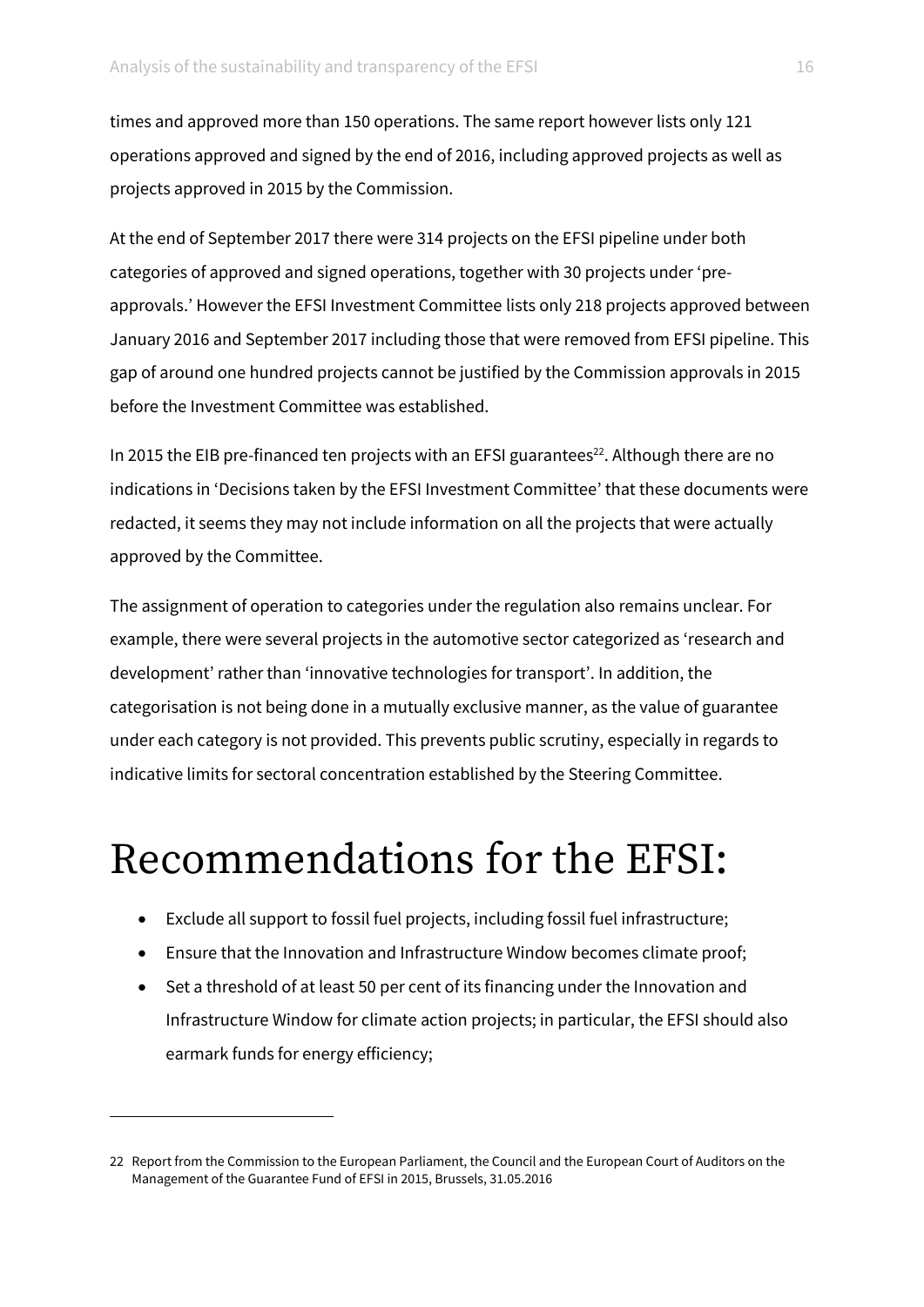times and approved more than 150 operations. The same report however lists only 121 operations approved and signed by the end of 2016, including approved projects as well as projects approved in 2015 by the Commission.

At the end of September 2017 there were 314 projects on the EFSI pipeline under both categories of approved and signed operations, together with 30 projects under 'pre-approvals.' However the EFSI Investment Committee lists only 218 projects approved between January 2016 and September 2017 including those that were removed from EFSI pipeline. This gap of around one hundred projects cannot be justified by the Commission approvals in 2015 before the Investment Committee was established.

In 2015 the EIB pre-financed ten projects with an EFSI guarantees[22]. Although there are no indications in 'Decisions taken by the EFSI Investment Committee' that these documents were redacted, it seems they may not include information on all the projects that were actually approved by the Committee.

The assignment of operation to categories under the regulation also remains unclear. For example, there were several projects in the automotive sector categorized as 'research and development' rather than 'innovative technologies for transport'. In addition, the categorisation is not being done in a mutually exclusive manner, as the value of guarantee under each category is not provided. This prevents public scrutiny, especially in regards to indicative limits for sectoral concentration established by the Steering Committee.

# Recommendations for the EFSI:

- Exclude all support to fossil fuel projects, including fossil fuel infrastructure;
- Ensure that the Innovation and Infrastructure Window becomes climate proof;
- Set a threshold of at least 50 per cent of its financing under the Innovation and Infrastructure Window for climate action projects; in particular, the EFSI should also earmark funds for energy efficiency;

---

22 Report from the Commission to the European Parliament, the Council and the European Court of Auditors on the Management of the Guarantee Fund of EFSI in 2015, Brussels, 31.05.2016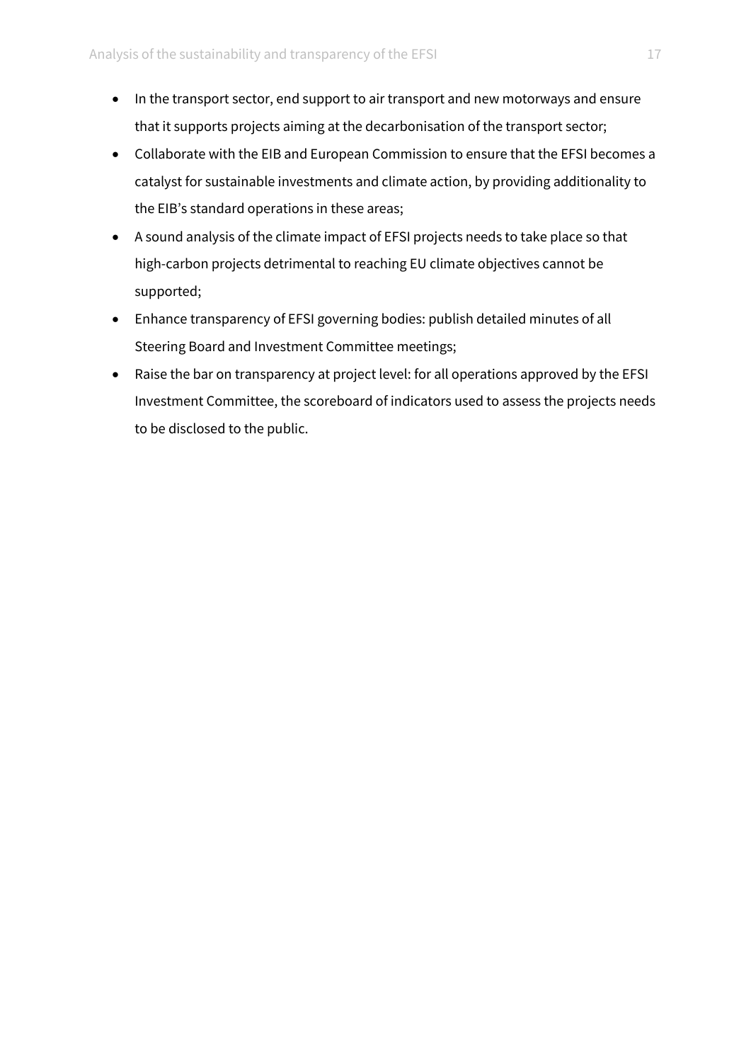- In the transport sector, end support to air transport and new motorways and ensure that it supports projects aiming at the decarbonisation of the transport sector;
- Collaborate with the EIB and European Commission to ensure that the EFSI becomes a catalyst for sustainable investments and climate action, by providing additionality to the EIB's standard operations in these areas;
- A sound analysis of the climate impact of EFSI projects needs to take place so that high-carbon projects detrimental to reaching EU climate objectives cannot be supported;
- Enhance transparency of EFSI governing bodies: publish detailed minutes of all Steering Board and Investment Committee meetings;
- Raise the bar on transparency at project level: for all operations approved by the EFSI Investment Committee, the scoreboard of indicators used to assess the projects needs to be disclosed to the public.